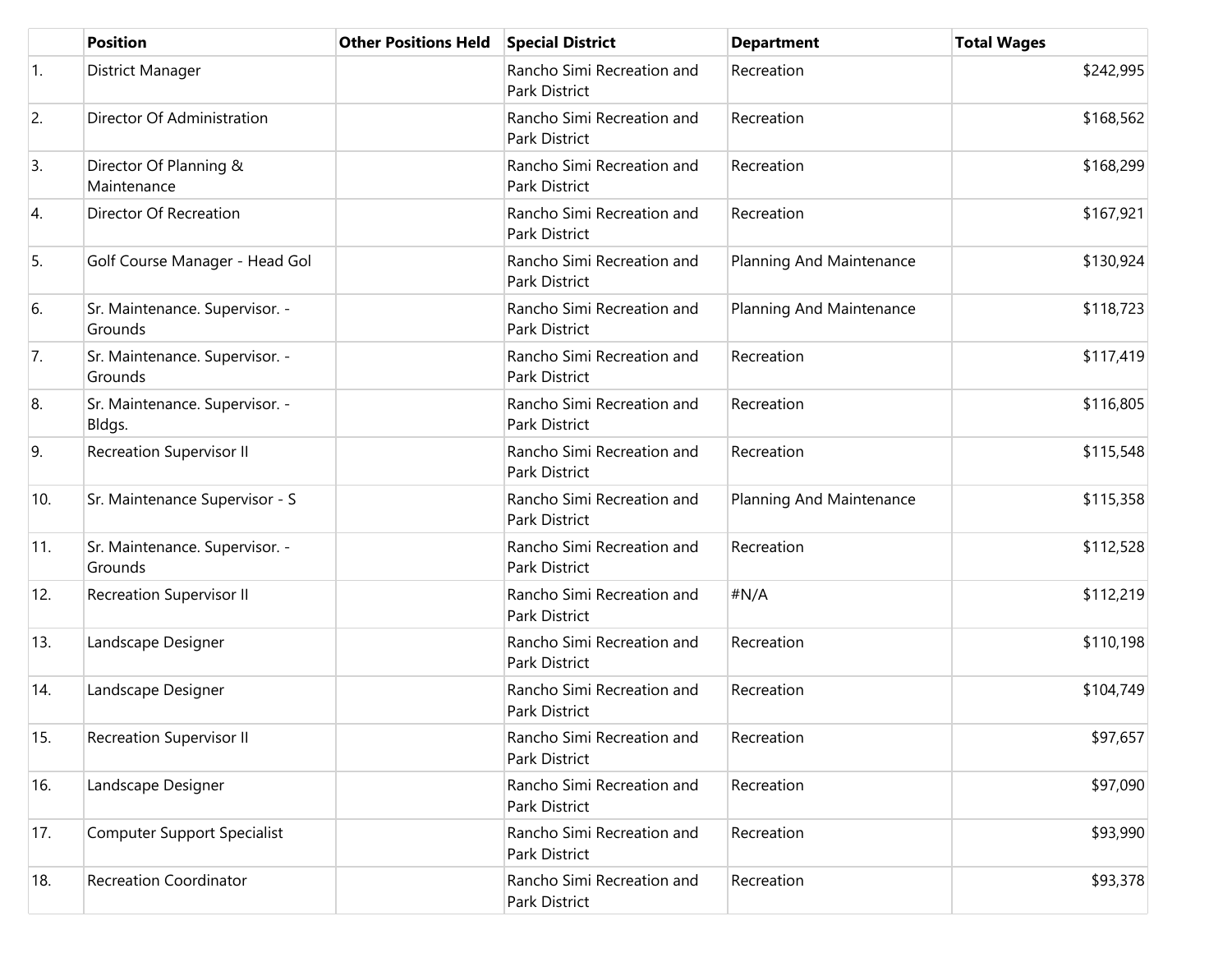| | Position | Other Positions Held | Special District | Department | Total Wages |
|---|---|---|---|---|---|
| 1. | District Manager | | Rancho Simi Recreation and Park District | Recreation | $242,995 |
| 2. | Director Of Administration | | Rancho Simi Recreation and Park District | Recreation | $168,562 |
| 3. | Director Of Planning & Maintenance | | Rancho Simi Recreation and Park District | Recreation | $168,299 |
| 4. | Director Of Recreation | | Rancho Simi Recreation and Park District | Recreation | $167,921 |
| 5. | Golf Course Manager - Head Gol | | Rancho Simi Recreation and Park District | Planning And Maintenance | $130,924 |
| 6. | Sr. Maintenance. Supervisor. - Grounds | | Rancho Simi Recreation and Park District | Planning And Maintenance | $118,723 |
| 7. | Sr. Maintenance. Supervisor. - Grounds | | Rancho Simi Recreation and Park District | Recreation | $117,419 |
| 8. | Sr. Maintenance. Supervisor. - Bldgs. | | Rancho Simi Recreation and Park District | Recreation | $116,805 |
| 9. | Recreation Supervisor II | | Rancho Simi Recreation and Park District | Recreation | $115,548 |
| 10. | Sr. Maintenance Supervisor - S | | Rancho Simi Recreation and Park District | Planning And Maintenance | $115,358 |
| 11. | Sr. Maintenance. Supervisor. - Grounds | | Rancho Simi Recreation and Park District | Recreation | $112,528 |
| 12. | Recreation Supervisor II | | Rancho Simi Recreation and Park District | #N/A | $112,219 |
| 13. | Landscape Designer | | Rancho Simi Recreation and Park District | Recreation | $110,198 |
| 14. | Landscape Designer | | Rancho Simi Recreation and Park District | Recreation | $104,749 |
| 15. | Recreation Supervisor II | | Rancho Simi Recreation and Park District | Recreation | $97,657 |
| 16. | Landscape Designer | | Rancho Simi Recreation and Park District | Recreation | $97,090 |
| 17. | Computer Support Specialist | | Rancho Simi Recreation and Park District | Recreation | $93,990 |
| 18. | Recreation Coordinator | | Rancho Simi Recreation and Park District | Recreation | $93,378 |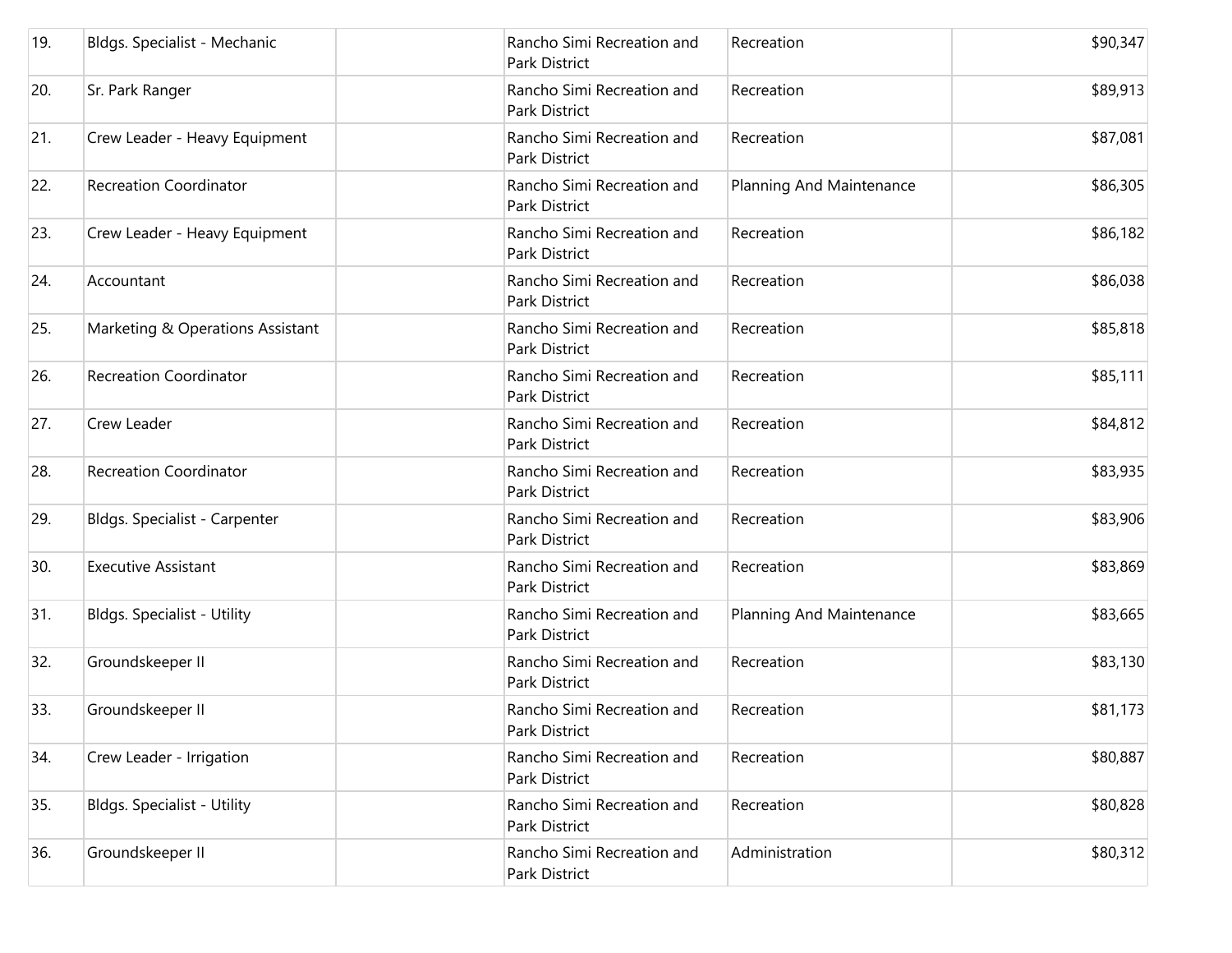| | | | | | |
|---|---|---|---|---|---|
| 19. | Bldgs. Specialist - Mechanic | | Rancho Simi Recreation and Park District | Recreation | $90,347 |
| 20. | Sr. Park Ranger | | Rancho Simi Recreation and Park District | Recreation | $89,913 |
| 21. | Crew Leader - Heavy Equipment | | Rancho Simi Recreation and Park District | Recreation | $87,081 |
| 22. | Recreation Coordinator | | Rancho Simi Recreation and Park District | Planning And Maintenance | $86,305 |
| 23. | Crew Leader - Heavy Equipment | | Rancho Simi Recreation and Park District | Recreation | $86,182 |
| 24. | Accountant | | Rancho Simi Recreation and Park District | Recreation | $86,038 |
| 25. | Marketing & Operations Assistant | | Rancho Simi Recreation and Park District | Recreation | $85,818 |
| 26. | Recreation Coordinator | | Rancho Simi Recreation and Park District | Recreation | $85,111 |
| 27. | Crew Leader | | Rancho Simi Recreation and Park District | Recreation | $84,812 |
| 28. | Recreation Coordinator | | Rancho Simi Recreation and Park District | Recreation | $83,935 |
| 29. | Bldgs. Specialist - Carpenter | | Rancho Simi Recreation and Park District | Recreation | $83,906 |
| 30. | Executive Assistant | | Rancho Simi Recreation and Park District | Recreation | $83,869 |
| 31. | Bldgs. Specialist - Utility | | Rancho Simi Recreation and Park District | Planning And Maintenance | $83,665 |
| 32. | Groundskeeper II | | Rancho Simi Recreation and Park District | Recreation | $83,130 |
| 33. | Groundskeeper II | | Rancho Simi Recreation and Park District | Recreation | $81,173 |
| 34. | Crew Leader - Irrigation | | Rancho Simi Recreation and Park District | Recreation | $80,887 |
| 35. | Bldgs. Specialist - Utility | | Rancho Simi Recreation and Park District | Recreation | $80,828 |
| 36. | Groundskeeper II | | Rancho Simi Recreation and Park District | Administration | $80,312 |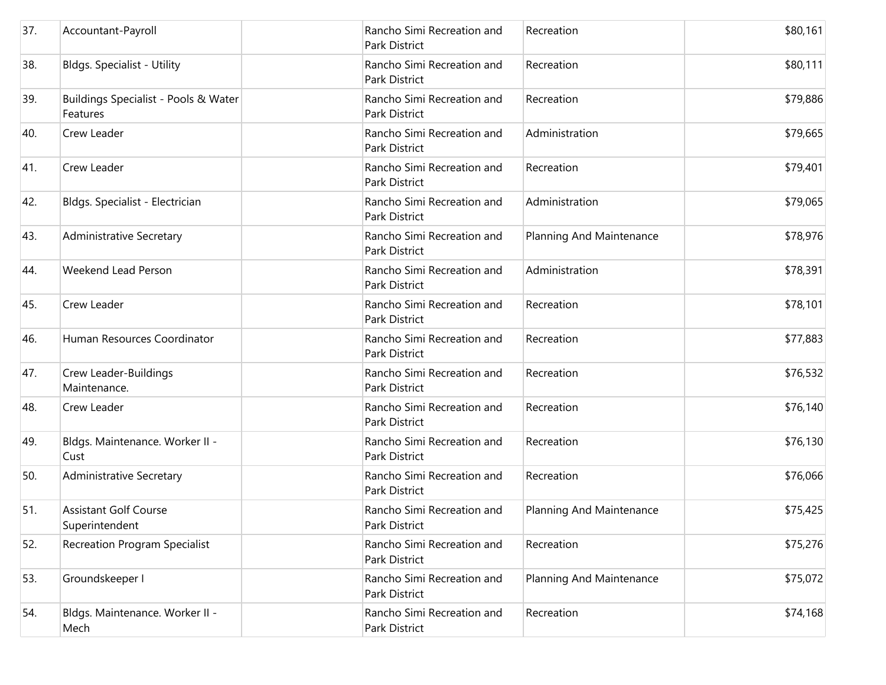| | | | | | |
|---|---|---|---|---|---|
| 37. | Accountant-Payroll | | Rancho Simi Recreation and Park District | Recreation | $80,161 |
| 38. | Bldgs. Specialist - Utility | | Rancho Simi Recreation and Park District | Recreation | $80,111 |
| 39. | Buildings Specialist - Pools & Water Features | | Rancho Simi Recreation and Park District | Recreation | $79,886 |
| 40. | Crew Leader | | Rancho Simi Recreation and Park District | Administration | $79,665 |
| 41. | Crew Leader | | Rancho Simi Recreation and Park District | Recreation | $79,401 |
| 42. | Bldgs. Specialist - Electrician | | Rancho Simi Recreation and Park District | Administration | $79,065 |
| 43. | Administrative Secretary | | Rancho Simi Recreation and Park District | Planning And Maintenance | $78,976 |
| 44. | Weekend Lead Person | | Rancho Simi Recreation and Park District | Administration | $78,391 |
| 45. | Crew Leader | | Rancho Simi Recreation and Park District | Recreation | $78,101 |
| 46. | Human Resources Coordinator | | Rancho Simi Recreation and Park District | Recreation | $77,883 |
| 47. | Crew Leader-Buildings Maintenance. | | Rancho Simi Recreation and Park District | Recreation | $76,532 |
| 48. | Crew Leader | | Rancho Simi Recreation and Park District | Recreation | $76,140 |
| 49. | Bldgs. Maintenance. Worker II - Cust | | Rancho Simi Recreation and Park District | Recreation | $76,130 |
| 50. | Administrative Secretary | | Rancho Simi Recreation and Park District | Recreation | $76,066 |
| 51. | Assistant Golf Course Superintendent | | Rancho Simi Recreation and Park District | Planning And Maintenance | $75,425 |
| 52. | Recreation Program Specialist | | Rancho Simi Recreation and Park District | Recreation | $75,276 |
| 53. | Groundskeeper I | | Rancho Simi Recreation and Park District | Planning And Maintenance | $75,072 |
| 54. | Bldgs. Maintenance. Worker II - Mech | | Rancho Simi Recreation and Park District | Recreation | $74,168 |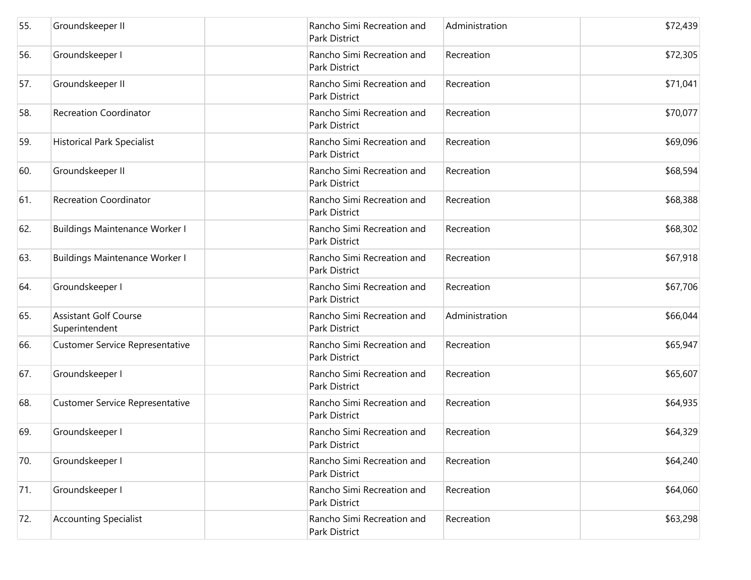| | | | | | |
|---|---|---|---|---|---|
| 55. | Groundskeeper II | | Rancho Simi Recreation and Park District | Administration | $72,439 |
| 56. | Groundskeeper I | | Rancho Simi Recreation and Park District | Recreation | $72,305 |
| 57. | Groundskeeper II | | Rancho Simi Recreation and Park District | Recreation | $71,041 |
| 58. | Recreation Coordinator | | Rancho Simi Recreation and Park District | Recreation | $70,077 |
| 59. | Historical Park Specialist | | Rancho Simi Recreation and Park District | Recreation | $69,096 |
| 60. | Groundskeeper II | | Rancho Simi Recreation and Park District | Recreation | $68,594 |
| 61. | Recreation Coordinator | | Rancho Simi Recreation and Park District | Recreation | $68,388 |
| 62. | Buildings Maintenance Worker I | | Rancho Simi Recreation and Park District | Recreation | $68,302 |
| 63. | Buildings Maintenance Worker I | | Rancho Simi Recreation and Park District | Recreation | $67,918 |
| 64. | Groundskeeper I | | Rancho Simi Recreation and Park District | Recreation | $67,706 |
| 65. | Assistant Golf Course Superintendent | | Rancho Simi Recreation and Park District | Administration | $66,044 |
| 66. | Customer Service Representative | | Rancho Simi Recreation and Park District | Recreation | $65,947 |
| 67. | Groundskeeper I | | Rancho Simi Recreation and Park District | Recreation | $65,607 |
| 68. | Customer Service Representative | | Rancho Simi Recreation and Park District | Recreation | $64,935 |
| 69. | Groundskeeper I | | Rancho Simi Recreation and Park District | Recreation | $64,329 |
| 70. | Groundskeeper I | | Rancho Simi Recreation and Park District | Recreation | $64,240 |
| 71. | Groundskeeper I | | Rancho Simi Recreation and Park District | Recreation | $64,060 |
| 72. | Accounting Specialist | | Rancho Simi Recreation and Park District | Recreation | $63,298 |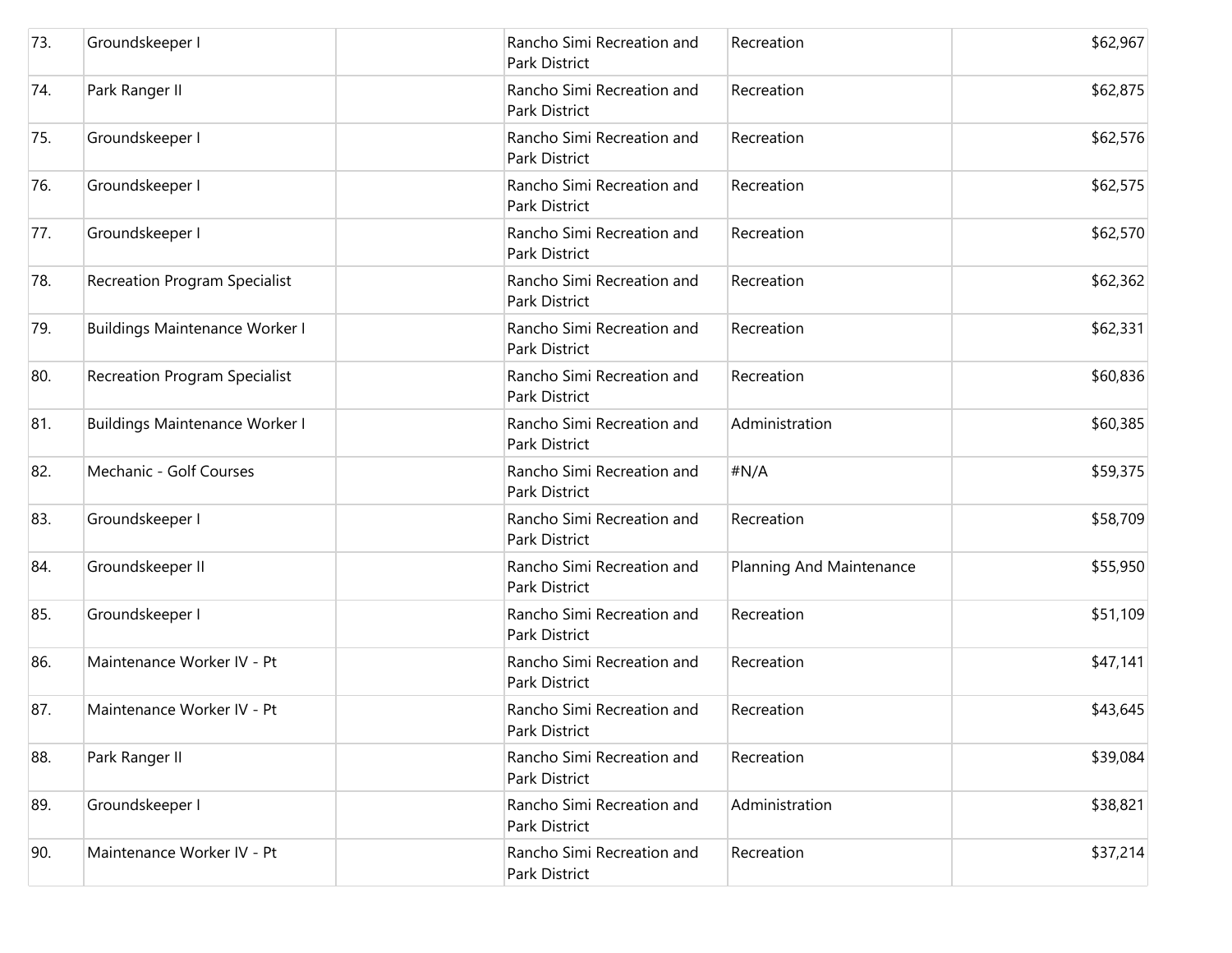| | | | | | |
|---|---|---|---|---|---|
| 73. | Groundskeeper I | | Rancho Simi Recreation and Park District | Recreation | $62,967 |
| 74. | Park Ranger II | | Rancho Simi Recreation and Park District | Recreation | $62,875 |
| 75. | Groundskeeper I | | Rancho Simi Recreation and Park District | Recreation | $62,576 |
| 76. | Groundskeeper I | | Rancho Simi Recreation and Park District | Recreation | $62,575 |
| 77. | Groundskeeper I | | Rancho Simi Recreation and Park District | Recreation | $62,570 |
| 78. | Recreation Program Specialist | | Rancho Simi Recreation and Park District | Recreation | $62,362 |
| 79. | Buildings Maintenance Worker I | | Rancho Simi Recreation and Park District | Recreation | $62,331 |
| 80. | Recreation Program Specialist | | Rancho Simi Recreation and Park District | Recreation | $60,836 |
| 81. | Buildings Maintenance Worker I | | Rancho Simi Recreation and Park District | Administration | $60,385 |
| 82. | Mechanic - Golf Courses | | Rancho Simi Recreation and Park District | #N/A | $59,375 |
| 83. | Groundskeeper I | | Rancho Simi Recreation and Park District | Recreation | $58,709 |
| 84. | Groundskeeper II | | Rancho Simi Recreation and Park District | Planning And Maintenance | $55,950 |
| 85. | Groundskeeper I | | Rancho Simi Recreation and Park District | Recreation | $51,109 |
| 86. | Maintenance Worker IV - Pt | | Rancho Simi Recreation and Park District | Recreation | $47,141 |
| 87. | Maintenance Worker IV - Pt | | Rancho Simi Recreation and Park District | Recreation | $43,645 |
| 88. | Park Ranger II | | Rancho Simi Recreation and Park District | Recreation | $39,084 |
| 89. | Groundskeeper I | | Rancho Simi Recreation and Park District | Administration | $38,821 |
| 90. | Maintenance Worker IV - Pt | | Rancho Simi Recreation and Park District | Recreation | $37,214 |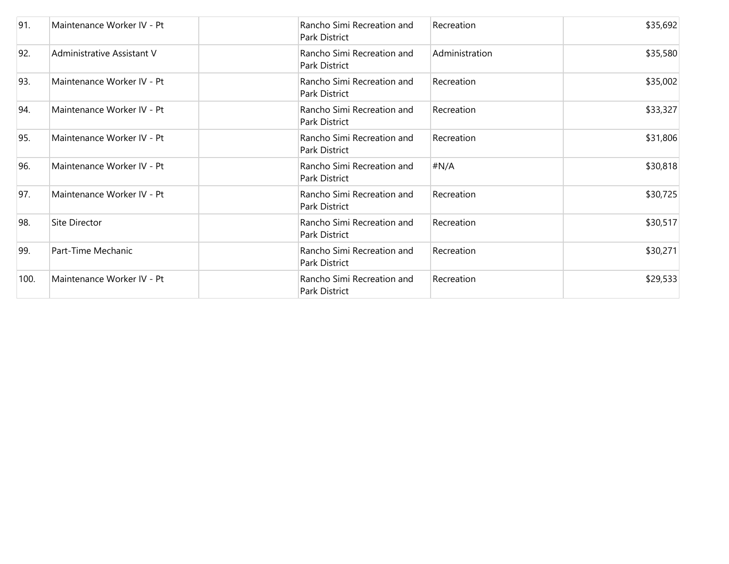| | | | | | |
|---|---|---|---|---|---|
| 91. | Maintenance Worker IV - Pt | | Rancho Simi Recreation and Park District | Recreation | $35,692 |
| 92. | Administrative Assistant V | | Rancho Simi Recreation and Park District | Administration | $35,580 |
| 93. | Maintenance Worker IV - Pt | | Rancho Simi Recreation and Park District | Recreation | $35,002 |
| 94. | Maintenance Worker IV - Pt | | Rancho Simi Recreation and Park District | Recreation | $33,327 |
| 95. | Maintenance Worker IV - Pt | | Rancho Simi Recreation and Park District | Recreation | $31,806 |
| 96. | Maintenance Worker IV - Pt | | Rancho Simi Recreation and Park District | #N/A | $30,818 |
| 97. | Maintenance Worker IV - Pt | | Rancho Simi Recreation and Park District | Recreation | $30,725 |
| 98. | Site Director | | Rancho Simi Recreation and Park District | Recreation | $30,517 |
| 99. | Part-Time Mechanic | | Rancho Simi Recreation and Park District | Recreation | $30,271 |
| 100. | Maintenance Worker IV - Pt | | Rancho Simi Recreation and Park District | Recreation | $29,533 |